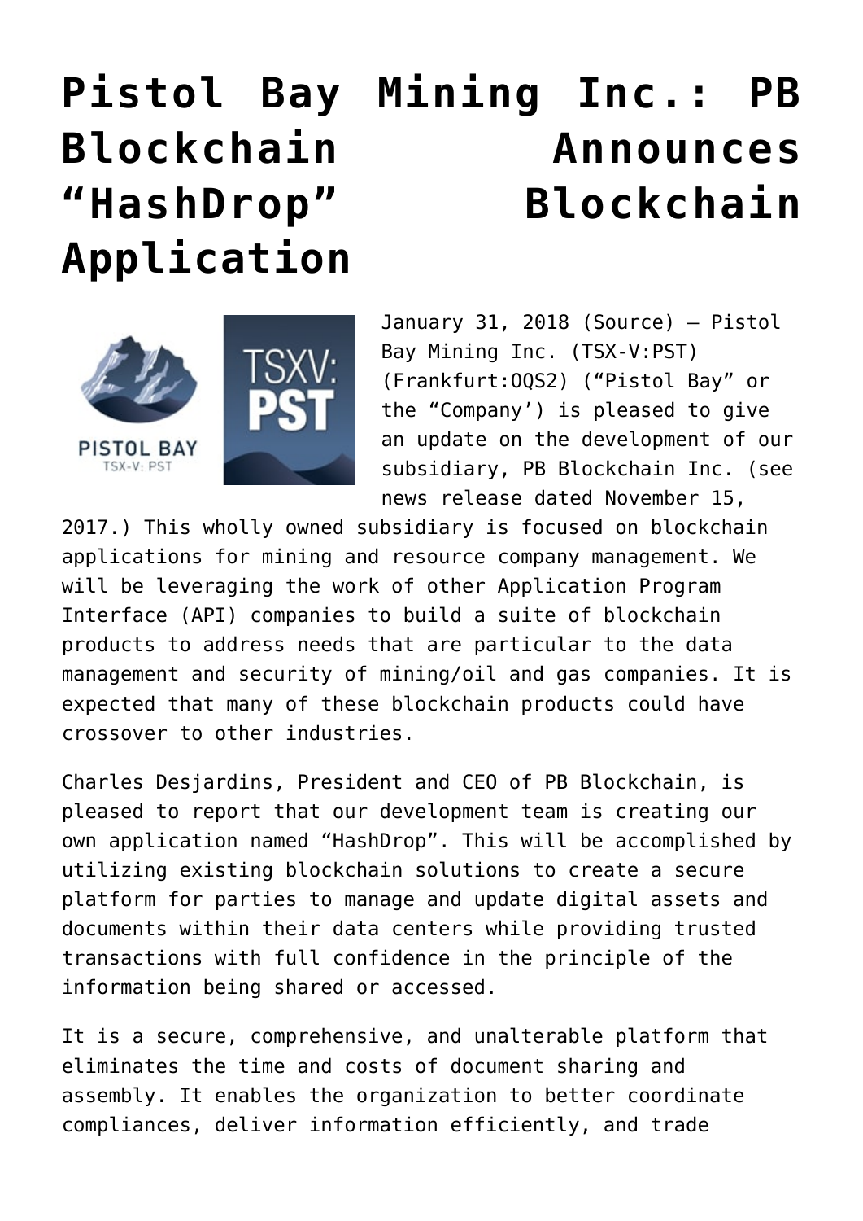# Pistol Bay Mining Inc.: PB Blockchain Announces "HashDrop" Blockchain Application

January 31, 2018 (Source) — Pistol Bay Mining Inc. (TSX-V:PST) (Frankfurt:OQS2) ("Pistol Bay" or the "Company') is pleased to give an update on the development of our subsidiary, PB Blockchain Inc. (see news release dated November 15, 2017.) This wholly owned subsidiary is focused on blockchain applications for mining and resource company management. We will be leveraging the work of other Application Program Interface (API) companies to build a suite of blockchain products to address needs that are particular to the data management and security of mining/oil and gas companies. It is expected that many of these blockchain products could have crossover to other industries.

Charles Desjardins, President and CEO of PB Blockchain, is pleased to report that our development team is creating our own application named "HashDrop". This will be accomplished by utilizing existing blockchain solutions to create a secure platform for parties to manage and update digital assets and documents within their data centers while providing trusted transactions with full confidence in the principle of the information being shared or accessed.

It is a secure, comprehensive, and unalterable platform that eliminates the time and costs of document sharing and assembly. It enables the organization to better coordinate compliances, deliver information efficiently, and trade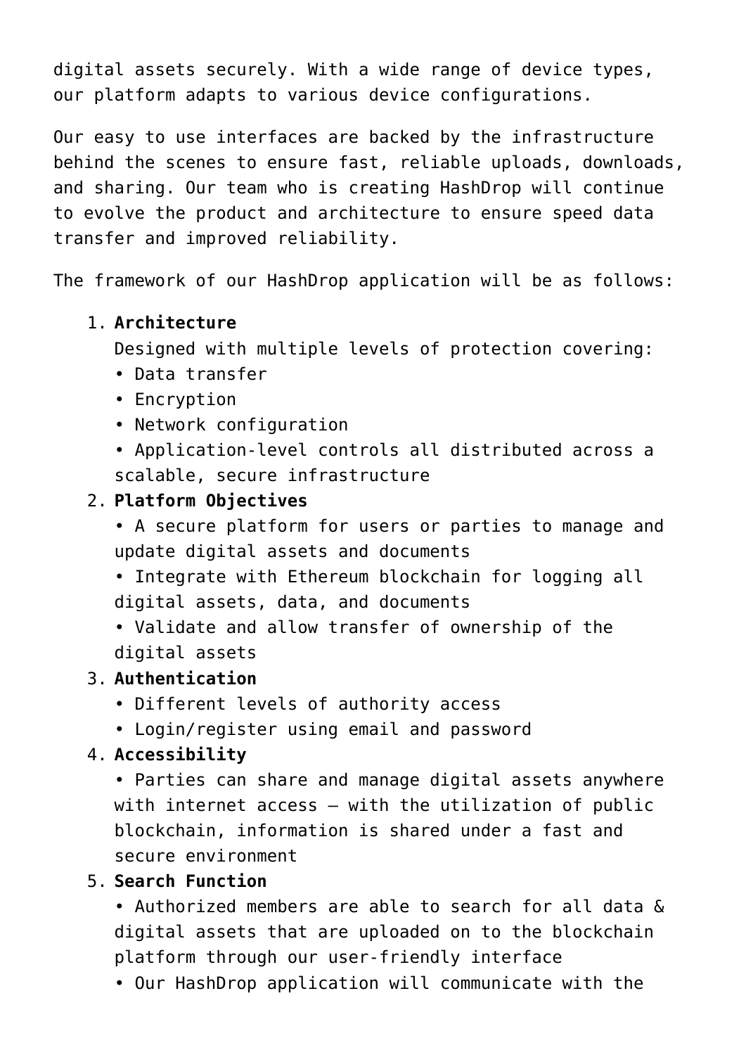digital assets securely. With a wide range of device types, our platform adapts to various device configurations.

Our easy to use interfaces are backed by the infrastructure behind the scenes to ensure fast, reliable uploads, downloads, and sharing. Our team who is creating HashDrop will continue to evolve the product and architecture to ensure speed data transfer and improved reliability.

The framework of our HashDrop application will be as follows:

1. **Architecture**
   Designed with multiple levels of protection covering:
   • Data transfer
   • Encryption
   • Network configuration
   • Application-level controls all distributed across a scalable, secure infrastructure
2. **Platform Objectives**
   • A secure platform for users or parties to manage and update digital assets and documents
   • Integrate with Ethereum blockchain for logging all digital assets, data, and documents
   • Validate and allow transfer of ownership of the digital assets
3. **Authentication**
   • Different levels of authority access
   • Login/register using email and password
4. **Accessibility**
   • Parties can share and manage digital assets anywhere with internet access – with the utilization of public blockchain, information is shared under a fast and secure environment
5. **Search Function**
   • Authorized members are able to search for all data & digital assets that are uploaded on to the blockchain platform through our user-friendly interface
   • Our HashDrop application will communicate with the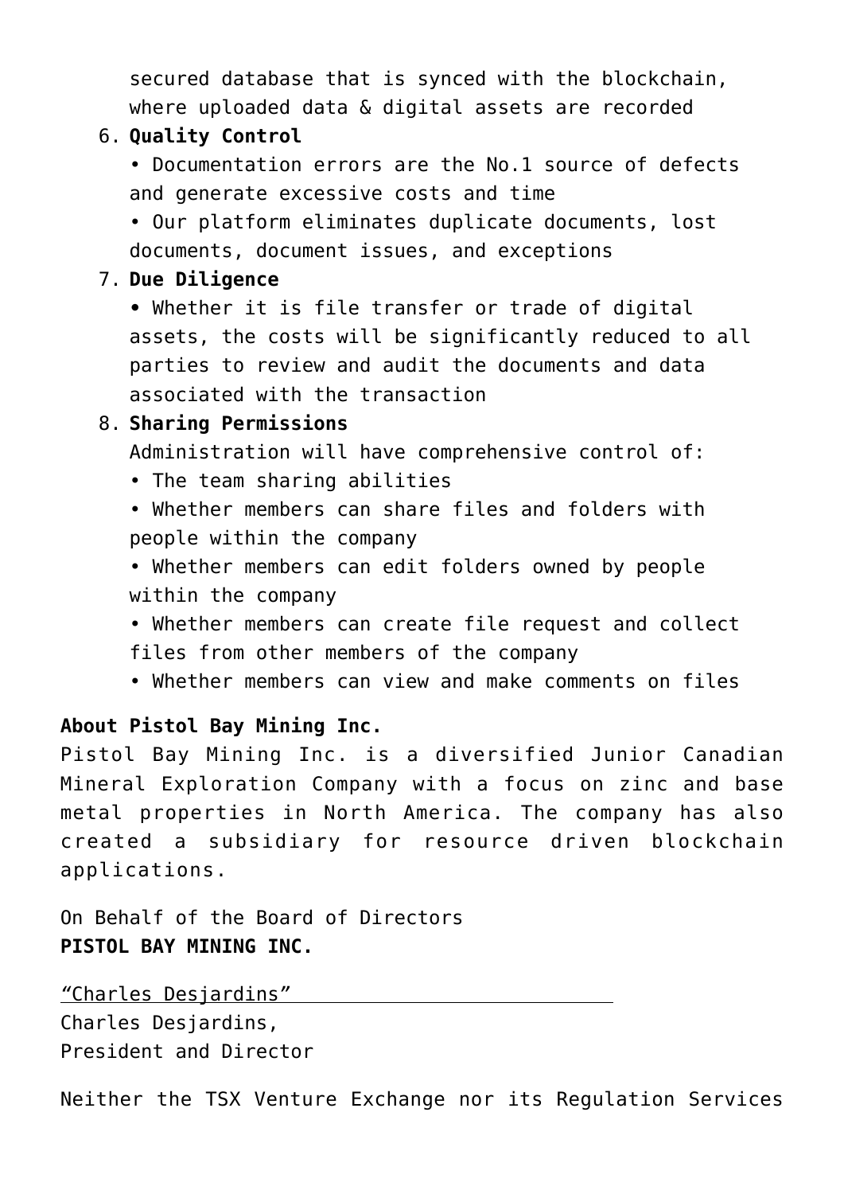secured database that is synced with the blockchain, where uploaded data & digital assets are recorded

6. **Quality Control**
   • Documentation errors are the No.1 source of defects and generate excessive costs and time
   • Our platform eliminates duplicate documents, lost documents, document issues, and exceptions
7. **Due Diligence**
   • Whether it is file transfer or trade of digital assets, the costs will be significantly reduced to all parties to review and audit the documents and data associated with the transaction
8. **Sharing Permissions**
   Administration will have comprehensive control of:
   • The team sharing abilities
   • Whether members can share files and folders with people within the company
   • Whether members can edit folders owned by people within the company
   • Whether members can create file request and collect files from other members of the company
   • Whether members can view and make comments on files

**About Pistol Bay Mining Inc.**
Pistol Bay Mining Inc. is a diversified Junior Canadian Mineral Exploration Company with a focus on zinc and base metal properties in North America. The company has also created a subsidiary for resource driven blockchain applications.

On Behalf of the Board of Directors
**PISTOL BAY MINING INC.**

"Charles Desjardins"
Charles Desjardins,
President and Director

Neither the TSX Venture Exchange nor its Regulation Services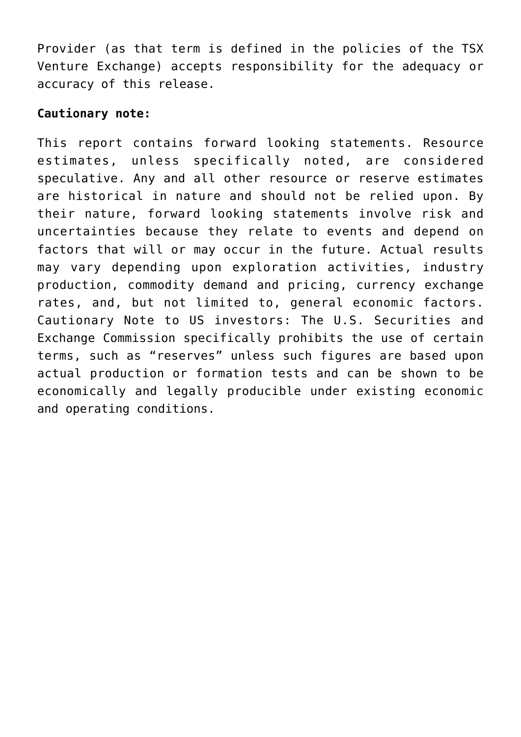Provider (as that term is defined in the policies of the TSX Venture Exchange) accepts responsibility for the adequacy or accuracy of this release.

**Cautionary note:**

This report contains forward looking statements. Resource estimates, unless specifically noted, are considered speculative. Any and all other resource or reserve estimates are historical in nature and should not be relied upon. By their nature, forward looking statements involve risk and uncertainties because they relate to events and depend on factors that will or may occur in the future. Actual results may vary depending upon exploration activities, industry production, commodity demand and pricing, currency exchange rates, and, but not limited to, general economic factors. Cautionary Note to US investors: The U.S. Securities and Exchange Commission specifically prohibits the use of certain terms, such as “reserves” unless such figures are based upon actual production or formation tests and can be shown to be economically and legally producible under existing economic and operating conditions.